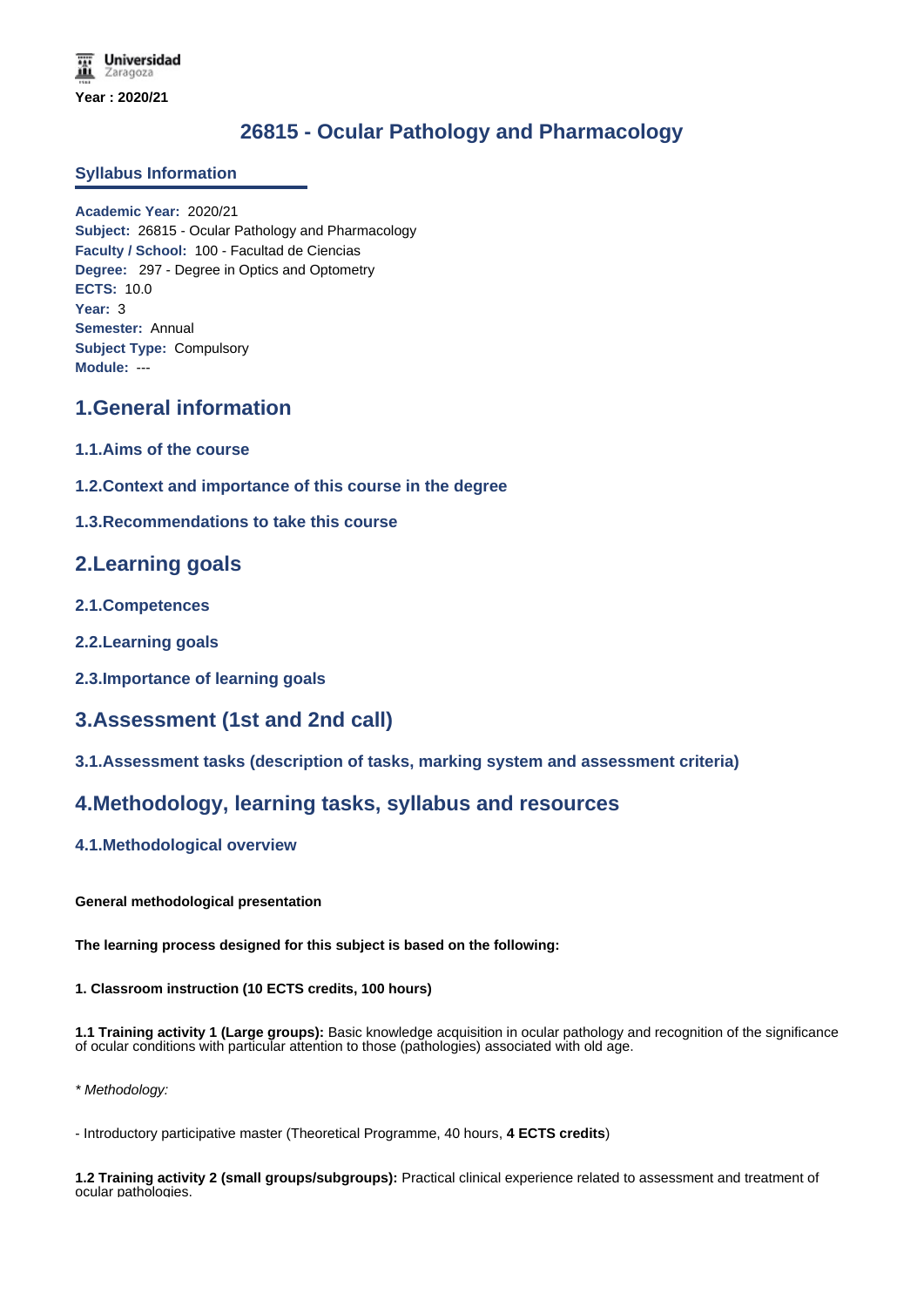Universidad Zaragoza

Year : 2020/21

# 26815 - Ocular Pathology and Pharmacology

## Syllabus Information

**Academic Year:** 2020/21
**Subject:** 26815 - Ocular Pathology and Pharmacology
**Faculty / School:** 100 - Facultad de Ciencias
**Degree:** 297 - Degree in Optics and Optometry
**ECTS:** 10.0
**Year:** 3
**Semester:** Annual
**Subject Type:** Compulsory
**Module:** ---

## 1.General information

### 1.1.Aims of the course

### 1.2.Context and importance of this course in the degree

### 1.3.Recommendations to take this course

## 2.Learning goals

### 2.1.Competences

### 2.2.Learning goals

### 2.3.Importance of learning goals

## 3.Assessment (1st and 2nd call)

### 3.1.Assessment tasks (description of tasks, marking system and assessment criteria)

## 4.Methodology, learning tasks, syllabus and resources

### 4.1.Methodological overview

**General methodological presentation**

**The learning process designed for this subject is based on the following:**

**1. Classroom instruction (10 ECTS credits, 100 hours)**

**1.1 Training activity 1 (Large groups):** Basic knowledge acquisition in ocular pathology and recognition of the significance of ocular conditions with particular attention to those (pathologies) associated with old age.

*\* Methodology:*

- Introductory participative master (Theoretical Programme, 40 hours, **4 ECTS credits**)

**1.2 Training activity 2 (small groups/subgroups):** Practical clinical experience related to assessment and treatment of ocular pathologies.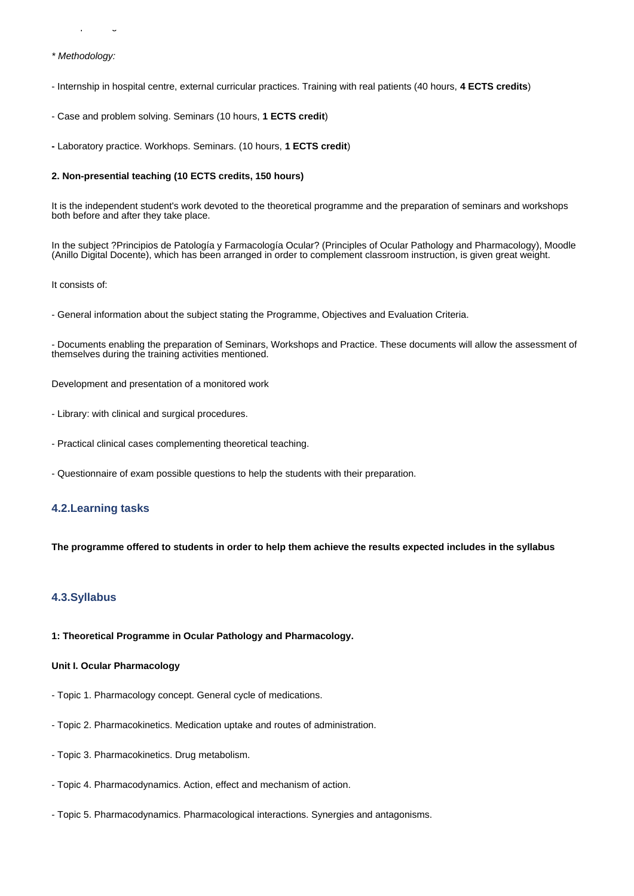* *Methodology:*

- Internship in hospital centre, external curricular practices. Training with real patients (40 hours, **4 ECTS credits**)

- Case and problem solving. Seminars (10 hours, **1 ECTS credit**)

**-** Laboratory practice. Workhops. Seminars. (10 hours, **1 ECTS credit**)

**2. Non-presential teaching (10 ECTS credits, 150 hours)**

It is the independent student's work devoted to the theoretical programme and the preparation of seminars and workshops both before and after they take place.

In the subject ?Principios de Patología y Farmacología Ocular? (Principles of Ocular Pathology and Pharmacology), Moodle (Anillo Digital Docente), which has been arranged in order to complement classroom instruction, is given great weight.

It consists of:

- General information about the subject stating the Programme, Objectives and Evaluation Criteria.

- Documents enabling the preparation of Seminars, Workshops and Practice. These documents will allow the assessment of themselves during the training activities mentioned.

Development and presentation of a monitored work

- Library: with clinical and surgical procedures.

- Practical clinical cases complementing theoretical teaching.

- Questionnaire of exam possible questions to help the students with their preparation.

## 4.2.Learning tasks

**The programme offered to students in order to help them achieve the results expected includes in the syllabus**

## 4.3.Syllabus

**1: Theoretical Programme in Ocular Pathology and Pharmacology.**

**Unit I. Ocular Pharmacology**

- Topic 1. Pharmacology concept. General cycle of medications.

- Topic 2. Pharmacokinetics. Medication uptake and routes of administration.

- Topic 3. Pharmacokinetics. Drug metabolism.

- Topic 4. Pharmacodynamics. Action, effect and mechanism of action.

- Topic 5. Pharmacodynamics. Pharmacological interactions. Synergies and antagonisms.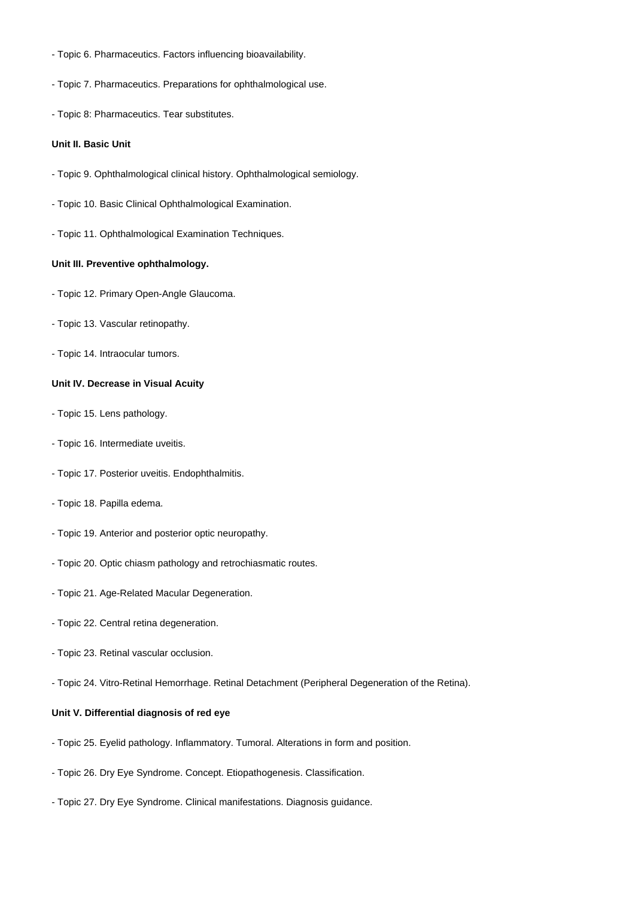- Topic 6. Pharmaceutics. Factors influencing bioavailability.

- Topic 7. Pharmaceutics. Preparations for ophthalmological use.

- Topic 8: Pharmaceutics. Tear substitutes.

**Unit II. Basic Unit**

- Topic 9. Ophthalmological clinical history. Ophthalmological semiology.

- Topic 10. Basic Clinical Ophthalmological Examination.

- Topic 11. Ophthalmological Examination Techniques.

**Unit III. Preventive ophthalmology.**

- Topic 12. Primary Open-Angle Glaucoma.

- Topic 13. Vascular retinopathy.

- Topic 14. Intraocular tumors.

**Unit IV. Decrease in Visual Acuity**

- Topic 15. Lens pathology.

- Topic 16. Intermediate uveitis.

- Topic 17. Posterior uveitis. Endophthalmitis.

- Topic 18. Papilla edema.

- Topic 19. Anterior and posterior optic neuropathy.

- Topic 20. Optic chiasm pathology and retrochiasmatic routes.

- Topic 21. Age-Related Macular Degeneration.

- Topic 22. Central retina degeneration.

- Topic 23. Retinal vascular occlusion.

- Topic 24. Vitro-Retinal Hemorrhage. Retinal Detachment (Peripheral Degeneration of the Retina).

**Unit V. Differential diagnosis of red eye**

- Topic 25. Eyelid pathology. Inflammatory. Tumoral. Alterations in form and position.

- Topic 26. Dry Eye Syndrome. Concept. Etiopathogenesis. Classification.

- Topic 27. Dry Eye Syndrome. Clinical manifestations. Diagnosis guidance.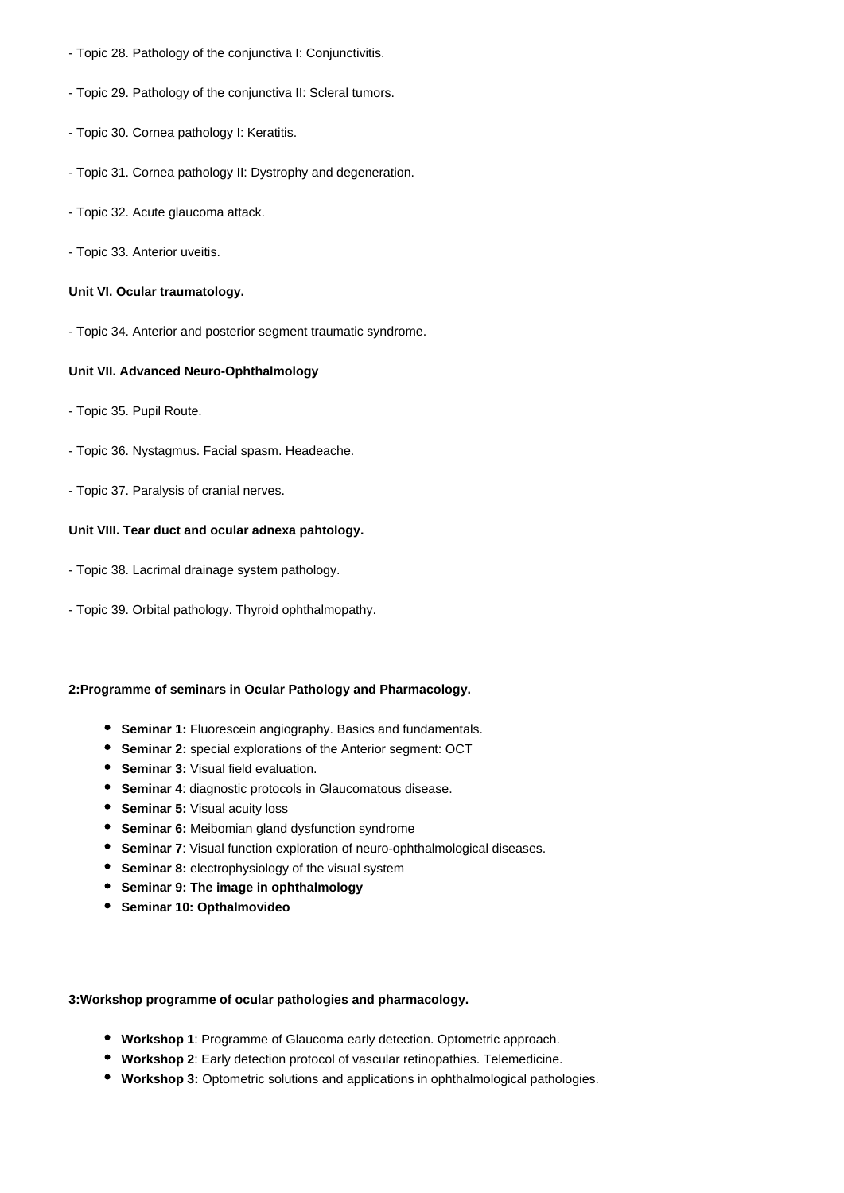- Topic 28. Pathology of the conjunctiva I: Conjunctivitis.

- Topic 29. Pathology of the conjunctiva II: Scleral tumors.

- Topic 30. Cornea pathology I: Keratitis.

- Topic 31. Cornea pathology II: Dystrophy and degeneration.

- Topic 32. Acute glaucoma attack.

- Topic 33. Anterior uveitis.

**Unit VI. Ocular traumatology.**

- Topic 34. Anterior and posterior segment traumatic syndrome.

**Unit VII. Advanced Neuro-Ophthalmology**

- Topic 35. Pupil Route.

- Topic 36. Nystagmus. Facial spasm. Headeache.

- Topic 37. Paralysis of cranial nerves.

**Unit VIII. Tear duct and ocular adnexa pahtology.**

- Topic 38. Lacrimal drainage system pathology.

- Topic 39. Orbital pathology. Thyroid ophthalmopathy.

**2:Programme of seminars in Ocular Pathology and Pharmacology.**

- **Seminar 1:** Fluorescein angiography. Basics and fundamentals.
- **Seminar 2:** special explorations of the Anterior segment: OCT
- **Seminar 3:** Visual field evaluation.
- **Seminar 4**: diagnostic protocols in Glaucomatous disease.
- **Seminar 5:** Visual acuity loss
- **Seminar 6:** Meibomian gland dysfunction syndrome
- **Seminar 7**: Visual function exploration of neuro-ophthalmological diseases.
- **Seminar 8:** electrophysiology of the visual system
- **Seminar 9: The image in ophthalmology**
- **Seminar 10: Opthalmovideo**

**3:Workshop programme of ocular pathologies and pharmacology.**

- **Workshop 1**: Programme of Glaucoma early detection. Optometric approach.
- **Workshop 2**: Early detection protocol of vascular retinopathies. Telemedicine.
- **Workshop 3:** Optometric solutions and applications in ophthalmological pathologies.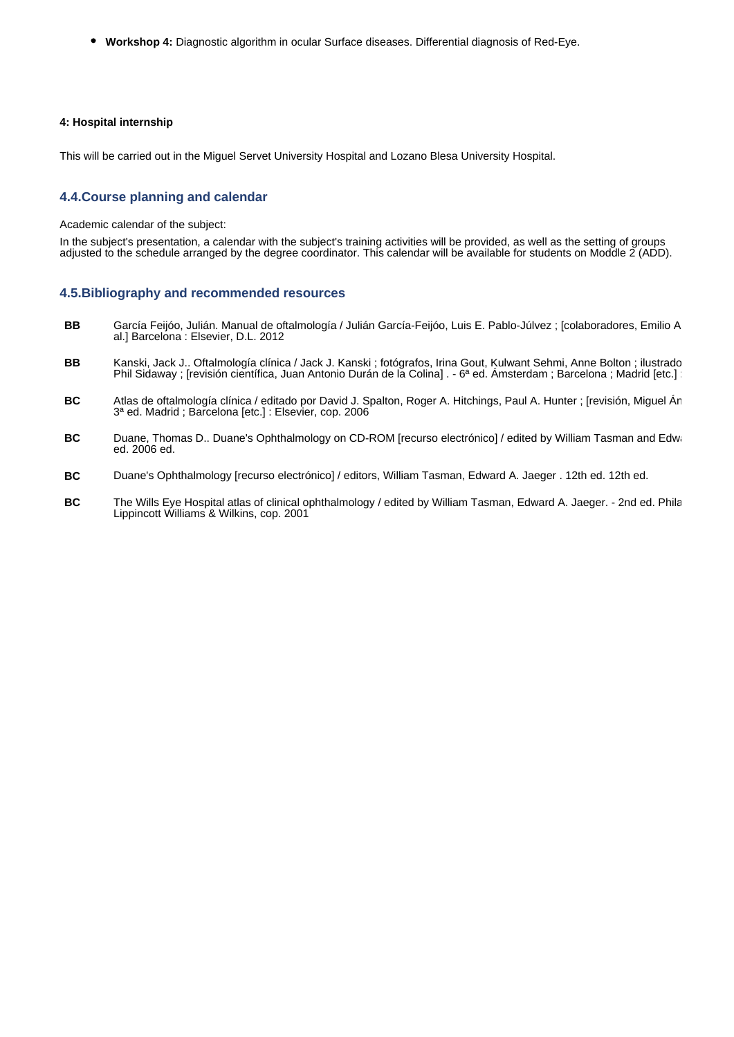- **Workshop 4:** Diagnostic algorithm in ocular Surface diseases. Differential diagnosis of Red-Eye.

**4: Hospital internship**

This will be carried out in the Miguel Servet University Hospital and Lozano Blesa University Hospital.

### 4.4.Course planning and calendar

Academic calendar of the subject:

In the subject's presentation, a calendar with the subject's training activities will be provided, as well as the setting of groups adjusted to the schedule arranged by the degree coordinator. This calendar will be available for students on Moddle 2 (ADD).

### 4.5.Bibliography and recommended resources

| | |
|---|---|
| **BB** | García Feijóo, Julián. Manual de oftalmología / Julián García-Feijóo, Luis E. Pablo-Júlvez ; [colaboradores, Emilio A al.] Barcelona : Elsevier, D.L. 2012 |
| **BB** | Kanski, Jack J.. Oftalmología clínica / Jack J. Kanski ; fotógrafos, Irina Gout, Kulwant Sehmi, Anne Bolton ; ilustrado Phil Sidaway ; [revisión científica, Juan Antonio Durán de la Colina] . - 6ª ed. Ámsterdam ; Barcelona ; Madrid [etc.] : |
| **BC** | Atlas de oftalmología clínica / editado por David J. Spalton, Roger A. Hitchings, Paul A. Hunter ; [revisión, Miguel Án 3ª ed. Madrid ; Barcelona [etc.] : Elsevier, cop. 2006 |
| **BC** | Duane, Thomas D.. Duane's Ophthalmology on CD-ROM [recurso electrónico] / edited by William Tasman and Edwa ed. 2006 ed. |
| **BC** | Duane's Ophthalmology [recurso electrónico] / editors, William Tasman, Edward A. Jaeger . 12th ed. 12th ed. |
| **BC** | The Wills Eye Hospital atlas of clinical ophthalmology / edited by William Tasman, Edward A. Jaeger. - 2nd ed. Phila Lippincott Williams & Wilkins, cop. 2001 |